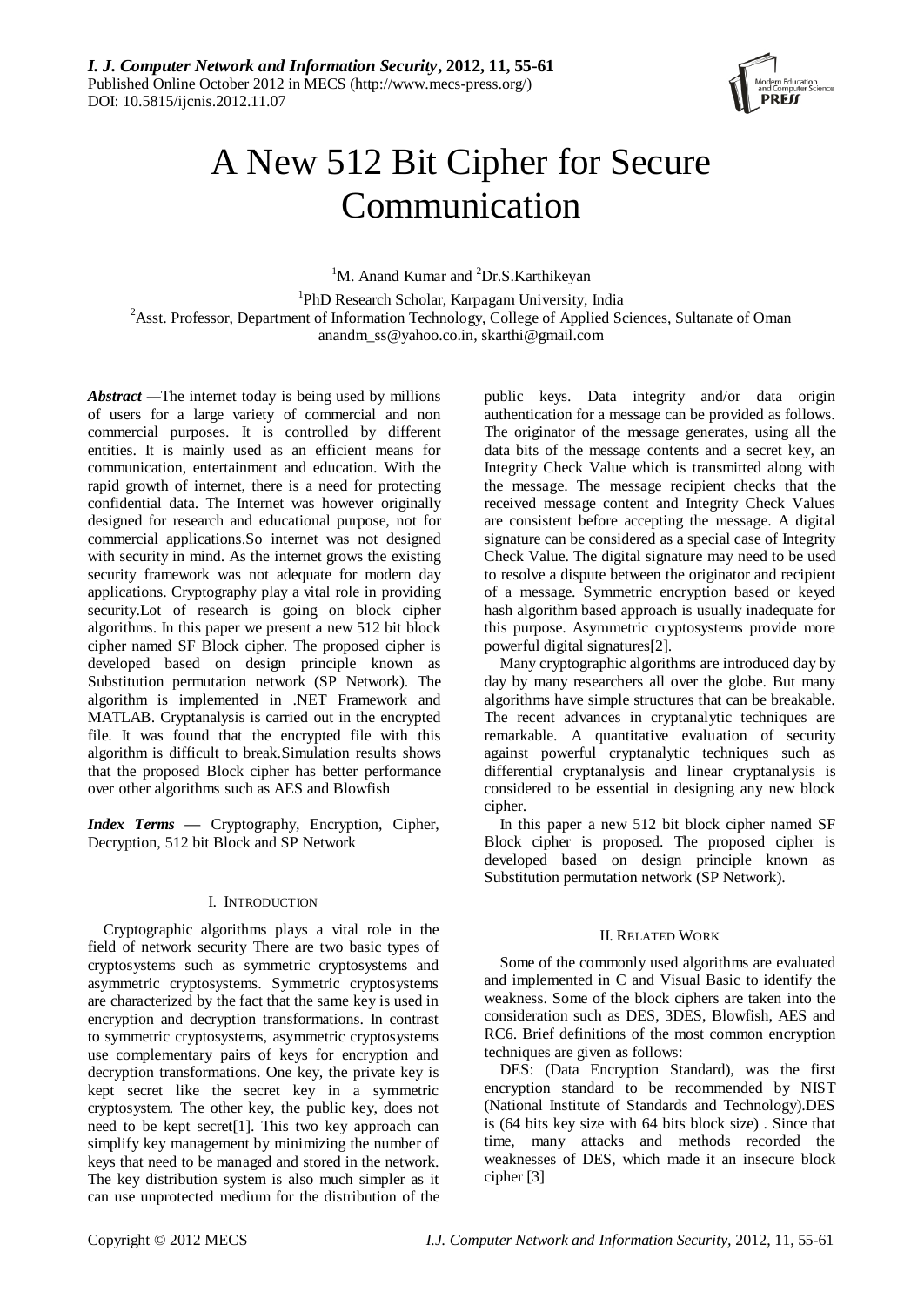# A New 512 Bit Cipher for Secure Communication

[1]M. Anand Kumar and [2]Dr.S.Karthikeyan

[1]PhD Research Scholar, Karpagam University, India
[2]Asst. Professor, Department of Information Technology, College of Applied Sciences, Sultanate of Oman
anandm_ss@yahoo.co.in, skarthi@gmail.com

***Abstract*** —The internet today is being used by millions of users for a large variety of commercial and non commercial purposes. It is controlled by different entities. It is mainly used as an efficient means for communication, entertainment and education. With the rapid growth of internet, there is a need for protecting confidential data. The Internet was however originally designed for research and educational purpose, not for commercial applications.So internet was not designed with security in mind. As the internet grows the existing security framework was not adequate for modern day applications. Cryptography play a vital role in providing security.Lot of research is going on block cipher algorithms. In this paper we present a new 512 bit block cipher named SF Block cipher. The proposed cipher is developed based on design principle known as Substitution permutation network (SP Network). The algorithm is implemented in .NET Framework and MATLAB. Cryptanalysis is carried out in the encrypted file. It was found that the encrypted file with this algorithm is difficult to break.Simulation results shows that the proposed Block cipher has better performance over other algorithms such as AES and Blowfish

***Index Terms*** — Cryptography, Encryption, Cipher, Decryption, 512 bit Block and SP Network

## I. Introduction

Cryptographic algorithms plays a vital role in the field of network security There are two basic types of cryptosystems such as symmetric cryptosystems and asymmetric cryptosystems. Symmetric cryptosystems are characterized by the fact that the same key is used in encryption and decryption transformations. In contrast to symmetric cryptosystems, asymmetric cryptosystems use complementary pairs of keys for encryption and decryption transformations. One key, the private key is kept secret like the secret key in a symmetric cryptosystem. The other key, the public key, does not need to be kept secret[1]. This two key approach can simplify key management by minimizing the number of keys that need to be managed and stored in the network. The key distribution system is also much simpler as it can use unprotected medium for the distribution of the public keys. Data integrity and/or data origin authentication for a message can be provided as follows. The originator of the message generates, using all the data bits of the message contents and a secret key, an Integrity Check Value which is transmitted along with the message. The message recipient checks that the received message content and Integrity Check Values are consistent before accepting the message. A digital signature can be considered as a special case of Integrity Check Value. The digital signature may need to be used to resolve a dispute between the originator and recipient of a message. Symmetric encryption based or keyed hash algorithm based approach is usually inadequate for this purpose. Asymmetric cryptosystems provide more powerful digital signatures[2].

Many cryptographic algorithms are introduced day by day by many researchers all over the globe. But many algorithms have simple structures that can be breakable. The recent advances in cryptanalytic techniques are remarkable. A quantitative evaluation of security against powerful cryptanalytic techniques such as differential cryptanalysis and linear cryptanalysis is considered to be essential in designing any new block cipher.

In this paper a new 512 bit block cipher named SF Block cipher is proposed. The proposed cipher is developed based on design principle known as Substitution permutation network (SP Network).

## II. Related Work

Some of the commonly used algorithms are evaluated and implemented in C and Visual Basic to identify the weakness. Some of the block ciphers are taken into the consideration such as DES, 3DES, Blowfish, AES and RC6. Brief definitions of the most common encryption techniques are given as follows:

DES: (Data Encryption Standard), was the first encryption standard to be recommended by NIST (National Institute of Standards and Technology).DES is (64 bits key size with 64 bits block size) . Since that time, many attacks and methods recorded the weaknesses of DES, which made it an insecure block cipher [3]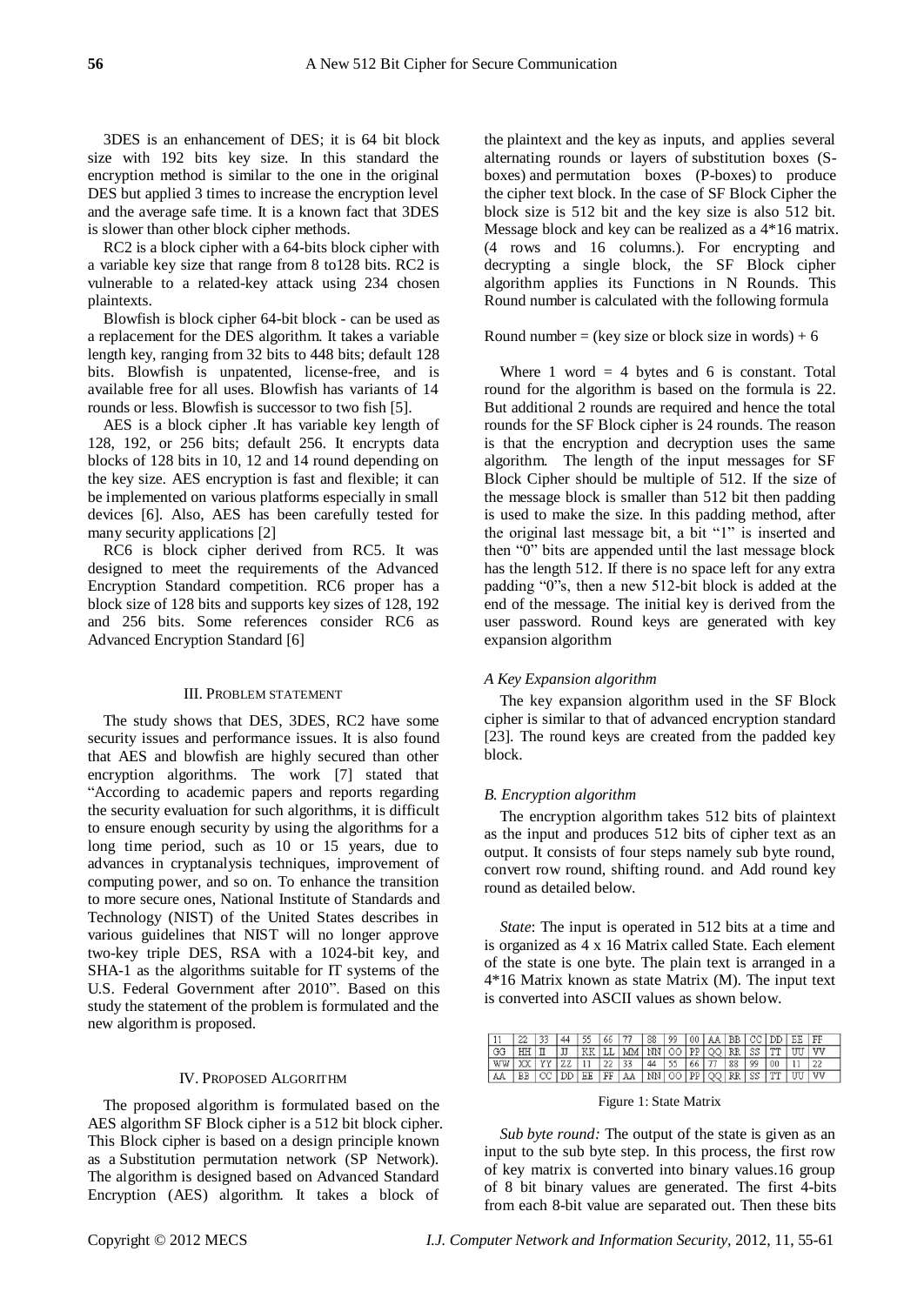3DES is an enhancement of DES; it is 64 bit block size with 192 bits key size. In this standard the encryption method is similar to the one in the original DES but applied 3 times to increase the encryption level and the average safe time. It is a known fact that 3DES is slower than other block cipher methods.

RC2 is a block cipher with a 64-bits block cipher with a variable key size that range from 8 to128 bits. RC2 is vulnerable to a related-key attack using 234 chosen plaintexts.

Blowfish is block cipher 64-bit block - can be used as a replacement for the DES algorithm. It takes a variable length key, ranging from 32 bits to 448 bits; default 128 bits. Blowfish is unpatented, license-free, and is available free for all uses. Blowfish has variants of 14 rounds or less. Blowfish is successor to two fish [5].

AES is a block cipher .It has variable key length of 128, 192, or 256 bits; default 256. It encrypts data blocks of 128 bits in 10, 12 and 14 round depending on the key size. AES encryption is fast and flexible; it can be implemented on various platforms especially in small devices [6]. Also, AES has been carefully tested for many security applications [2]

RC6 is block cipher derived from RC5. It was designed to meet the requirements of the Advanced Encryption Standard competition. RC6 proper has a block size of 128 bits and supports key sizes of 128, 192 and 256 bits. Some references consider RC6 as Advanced Encryption Standard [6]

## III. Problem Statement

The study shows that DES, 3DES, RC2 have some security issues and performance issues. It is also found that AES and blowfish are highly secured than other encryption algorithms. The work [7] stated that "According to academic papers and reports regarding the security evaluation for such algorithms, it is difficult to ensure enough security by using the algorithms for a long time period, such as 10 or 15 years, due to advances in cryptanalysis techniques, improvement of computing power, and so on. To enhance the transition to more secure ones, National Institute of Standards and Technology (NIST) of the United States describes in various guidelines that NIST will no longer approve two-key triple DES, RSA with a 1024-bit key, and SHA-1 as the algorithms suitable for IT systems of the U.S. Federal Government after 2010". Based on this study the statement of the problem is formulated and the new algorithm is proposed.

## IV. Proposed Algorithm

The proposed algorithm is formulated based on the AES algorithm SF Block cipher is a 512 bit block cipher. This Block cipher is based on a design principle known as a Substitution permutation network (SP Network). The algorithm is designed based on Advanced Standard Encryption (AES) algorithm. It takes a block of the plaintext and the key as inputs, and applies several alternating rounds or layers of substitution boxes (S-boxes) and permutation boxes (P-boxes) to produce the cipher text block. In the case of SF Block Cipher the block size is 512 bit and the key size is also 512 bit. Message block and key can be realized as a 4*16 matrix. (4 rows and 16 columns.). For encrypting and decrypting a single block, the SF Block cipher algorithm applies its Functions in N Rounds. This Round number is calculated with the following formula

Round number = (key size or block size in words) + 6

Where 1 word = 4 bytes and 6 is constant. Total round for the algorithm is based on the formula is 22. But additional 2 rounds are required and hence the total rounds for the SF Block cipher is 24 rounds. The reason is that the encryption and decryption uses the same algorithm. The length of the input messages for SF Block Cipher should be multiple of 512. If the size of the message block is smaller than 512 bit then padding is used to make the size. In this padding method, after the original last message bit, a bit "1" is inserted and then "0" bits are appended until the last message block has the length 512. If there is no space left for any extra padding "0"s, then a new 512-bit block is added at the end of the message. The initial key is derived from the user password. Round keys are generated with key expansion algorithm

### *A Key Expansion algorithm*

The key expansion algorithm used in the SF Block cipher is similar to that of advanced encryption standard [23]. The round keys are created from the padded key block.

### *B. Encryption algorithm*

The encryption algorithm takes 512 bits of plaintext as the input and produces 512 bits of cipher text as an output. It consists of four steps namely sub byte round, convert row round, shifting round. and Add round key round as detailed below.

*State*: The input is operated in 512 bits at a time and is organized as 4 x 16 Matrix called State. Each element of the state is one byte. The plain text is arranged in a 4*16 Matrix known as state Matrix (M). The input text is converted into ASCII values as shown below.

| 11 | 22 | 33 | 44 | 55 | 66 | 77 | 88 | 99 | 00 | AA | BB | CC | DD | EE | FF |
|---|---|---|---|---|---|---|---|---|---|---|---|---|---|---|---|
| GG | HH | II | JJ | KK | LL | MM | NN | OO | PP | QQ | RR | SS | TT | UU | VV |
| WW | XX | YY | ZZ | 11 | 22 | 33 | 44 | 55 | 66 | 77 | 88 | 99 | 00 | 11 | 22 |
| AA | BB | CC | DD | EE | FF | AA | NN | OO | PP | QQ | RR | SS | TT | UU | VV |

Figure 1: State Matrix

*Sub byte round:* The output of the state is given as an input to the sub byte step. In this process, the first row of key matrix is converted into binary values.16 group of 8 bit binary values are generated. The first 4-bits from each 8-bit value are separated out. Then these bits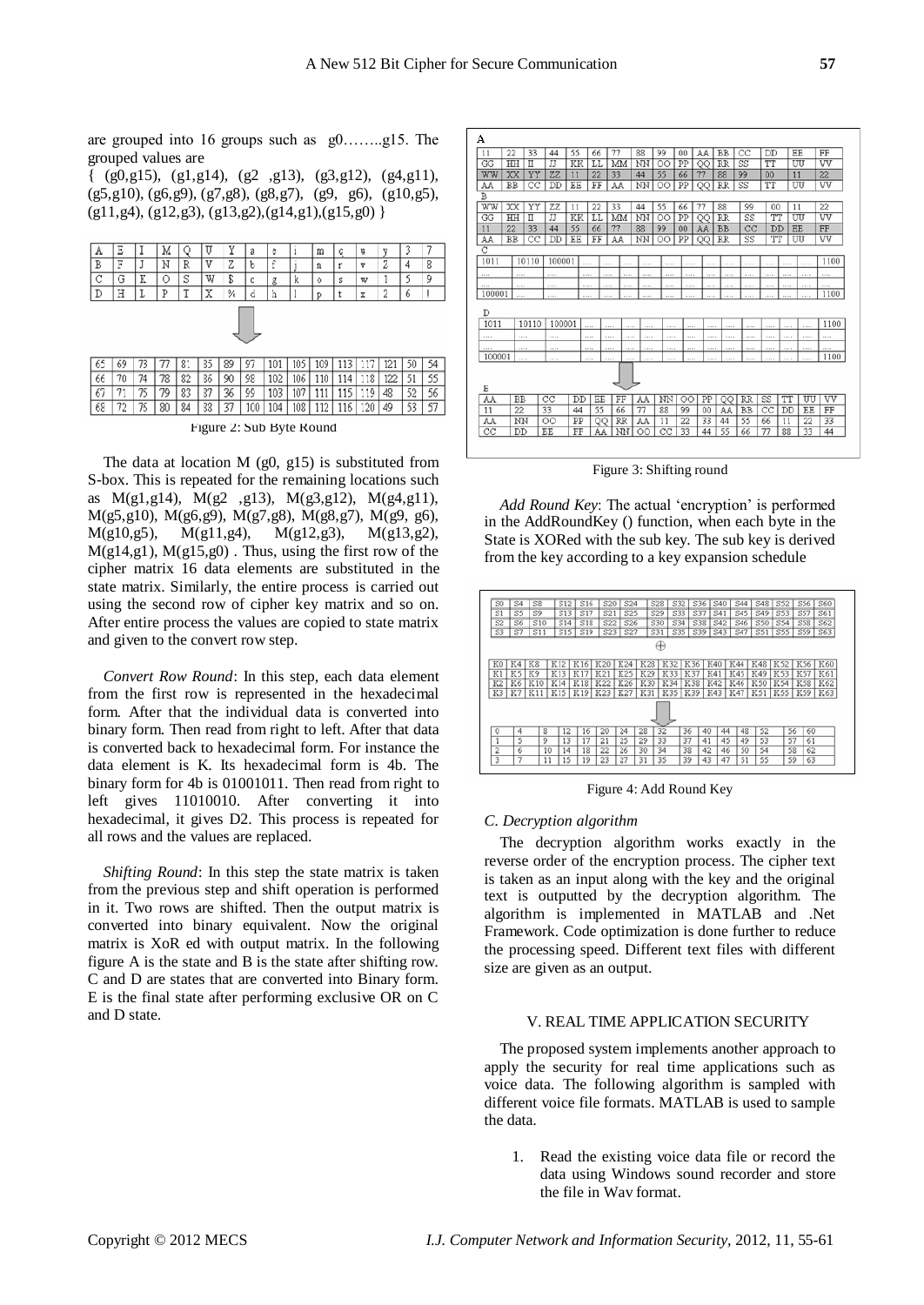are grouped into 16 groups such as g0……..g15. The grouped values are

{ (g0,g15), (g1,g14), (g2 ,g13), (g3,g12), (g4,g11), (g5,g10), (g6,g9), (g7,g8), (g8,g7), (g9, g6), (g10,g5), (g11,g4), (g12,g3), (g13,g2),(g14,g1),(g15,g0) }

| A | E | I | M | Q | U | Y | a | e | i | m | q | u | y | 3 | 7 |
|---|---|---|---|---|---|---|---|---|---|---|---|---|---|---|---|
| B | F | J | N | R | V | Z | b | f | j | n | r | v | z | 4 | 8 |
| C | G | K | O | S | W | $ | c | g | k | o | s | w | 1 | 5 | 9 |
| D | H | L | P | T | X | ¾ | d | h | l | p | t | x | 2 | 6 | ! |

| 65 | 69 | 73 | 77 | 81 | 35 | 89 | 97 | 101 | 105 | 109 | 113 | 117 | 121 | 50 | 54 |
|---|---|---|---|---|---|---|---|---|---|---|---|---|---|---|---|
| 66 | 70 | 74 | 78 | 82 | 36 | 90 | 98 | 102 | 106 | 110 | 114 | 118 | 122 | 51 | 55 |
| 67 | 71 | 75 | 79 | 83 | 37 | 36 | 99 | 103 | 107 | 111 | 115 | 119 | 48 | 52 | 56 |
| 68 | 72 | 76 | 80 | 84 | 38 | 37 | 100 | 104 | 108 | 112 | 116 | 120 | 49 | 53 | 57 |

Figure 2: Sub Byte Round

The data at location M (g0, g15) is substituted from S-box. This is repeated for the remaining locations such as M(g1,g14), M(g2 ,g13), M(g3,g12), M(g4,g11), M(g5,g10), M(g6,g9), M(g7,g8), M(g8,g7), M(g9, g6), M(g10,g5), M(g11,g4), M(g12,g3), M(g13,g2), M(g14,g1), M(g15,g0) . Thus, using the first row of the cipher matrix 16 data elements are substituted in the state matrix. Similarly, the entire process is carried out using the second row of cipher key matrix and so on. After entire process the values are copied to state matrix and given to the convert row step.

*Convert Row Round*: In this step, each data element from the first row is represented in the hexadecimal form. After that the individual data is converted into binary form. Then read from right to left. After that data is converted back to hexadecimal form. For instance the data element is K. Its hexadecimal form is 4b. The binary form for 4b is 01001011. Then read from right to left gives 11010010. After converting it into hexadecimal, it gives D2. This process is repeated for all rows and the values are replaced.

*Shifting Round*: In this step the state matrix is taken from the previous step and shift operation is performed in it. Two rows are shifted. Then the output matrix is converted into binary equivalent. Now the original matrix is XoR ed with output matrix. In the following figure A is the state and B is the state after shifting row. C and D are states that are converted into Binary form. E is the final state after performing exclusive OR on C and D state.

A

| 11 | 22 | 33 | 44 | 55 | 66 | 77 | 88 | 99 | 00 | AA | BB | CC | DD | EE | FF |
|---|---|---|---|---|---|---|---|---|---|---|---|---|---|---|---|
| GG | HH | II | JJ | KK | LL | MM | NN | OO | PP | QQ | RR | SS | TT | UU | VV |
| WW | XX | YY | ZZ | 11 | 22 | 33 | 44 | 55 | 66 | 77 | 88 | 99 | 00 | 11 | 22 |
| AA | BB | CC | DD | EE | FF | AA | NN | OO | PP | QQ | RR | SS | TT | UU | VV |

B

| WW | XX | YY | ZZ | 11 | 22 | 33 | 44 | 55 | 66 | 77 | 88 | 99 | 00 | 11 | 22 |
|---|---|---|---|---|---|---|---|---|---|---|---|---|---|---|---|
| GG | HH | II | JJ | KK | LL | MM | NN | OO | PP | QQ | RR | SS | TT | UU | VV |
| 11 | 22 | 33 | 44 | 55 | 66 | 77 | 88 | 99 | 00 | AA | BB | CC | DD | EE | FF |
| AA | BB | CC | DD | EE | FF | AA | NN | OO | PP | QQ | RR | SS | TT | UU | VV |

C

| 1011 | 10110 | 100001 | .... | .... | .... | .... | .... | .... | .... | .... | .... | .... | .... | .... | 1100 |
|---|---|---|---|---|---|---|---|---|---|---|---|---|---|---|---|
| .... | .... | .... | .... | .... | .... | .... | .... | .... | .... | .... | .... | .... | .... | .... | .... |
| .... | .... | .... | .... | .... | .... | .... | .... | .... | .... | .... | .... | .... | .... | .... | .... |
| 100001 | .... | .... | .... | .... | .... | .... | .... | .... | .... | .... | .... | .... | .... | .... | 1100 |

D

| 1011 | 10110 | 100001 | .... | .... | .... | .... | .... | .... | .... | .... | .... | .... | .... | .... | 1100 |
|---|---|---|---|---|---|---|---|---|---|---|---|---|---|---|---|
| .... | .... | .... | .... | .... | .... | .... | .... | .... | .... | .... | .... | .... | .... | .... | .... |
| .... | .... | .... | .... | .... | .... | .... | .... | .... | .... | .... | .... | .... | .... | .... | .... |
| 100001 | .... | .... | .... | .... | .... | .... | .... | .... | .... | .... | .... | .... | .... | .... | 1100 |

E

| AA | BB | CC | DD | EE | FF | AA | NN | OO | PP | QQ | RR | SS | TT | UU | VV |
|---|---|---|---|---|---|---|---|---|---|---|---|---|---|---|---|
| 11 | 22 | 33 | 44 | 55 | 66 | 77 | 88 | 99 | 00 | AA | BB | CC | DD | EE | FF |
| AA | NN | OO | PP | QQ | RR | AA | 11 | 22 | 33 | 44 | 55 | 66 | 11 | 22 | 33 |
| CC | DD | EE | FF | AA | NN | OO | CC | 33 | 44 | 55 | 66 | 77 | 88 | 33 | 44 |

Figure 3: Shifting round

*Add Round Key*: The actual 'encryption' is performed in the AddRoundKey () function, when each byte in the State is XORed with the sub key. The sub key is derived from the key according to a key expansion schedule

| S0 | S4 | S8 | S12 | S16 | S20 | S24 | S28 | S32 | S36 | S40 | S44 | S48 | S52 | S56 | S60 |
|---|---|---|---|---|---|---|---|---|---|---|---|---|---|---|---|
| S1 | S5 | S9 | S13 | S17 | S21 | S25 | S29 | S33 | S37 | S41 | S45 | S49 | S53 | S57 | S61 |
| S2 | S6 | S10 | S14 | S18 | S22 | S26 | S30 | S34 | S38 | S42 | S46 | S50 | S54 | S58 | S62 |
| S3 | S7 | S11 | S15 | S19 | S23 | S27 | S31 | S35 | S39 | S43 | S47 | S51 | S55 | S59 | S63 |

$\oplus$

| K0 | K4 | K8 | K12 | K16 | K20 | K24 | K28 | K32 | K36 | K40 | K44 | K48 | K52 | K56 | K60 |
|---|---|---|---|---|---|---|---|---|---|---|---|---|---|---|---|
| K1 | K5 | K9 | K13 | K17 | K21 | K25 | K29 | K33 | K37 | K41 | K45 | K49 | K53 | K57 | K61 |
| K2 | K6 | K10 | K14 | K18 | K22 | K26 | K30 | K34 | K38 | K42 | K46 | K50 | K54 | K58 | K62 |
| K3 | K7 | K11 | K15 | K19 | K23 | K27 | K31 | K35 | K39 | K43 | K47 | K51 | K55 | K59 | K63 |

| 0 | 4 | 8 | 12 | 16 | 20 | 24 | 28 | 32 | 36 | 40 | 44 | 48 | 52 | 56 | 60 |
|---|---|---|---|---|---|---|---|---|---|---|---|---|---|---|---|
| 1 | 5 | 9 | 13 | 17 | 21 | 25 | 29 | 33 | 37 | 41 | 45 | 49 | 53 | 57 | 61 |
| 2 | 6 | 10 | 14 | 18 | 22 | 26 | 30 | 34 | 38 | 42 | 46 | 50 | 54 | 58 | 62 |
| 3 | 7 | 11 | 15 | 19 | 23 | 27 | 31 | 35 | 39 | 43 | 47 | 51 | 55 | 59 | 63 |

Figure 4: Add Round Key

### C. Decryption algorithm

The decryption algorithm works exactly in the reverse order of the encryption process. The cipher text is taken as an input along with the key and the original text is outputted by the decryption algorithm. The algorithm is implemented in MATLAB and .Net Framework. Code optimization is done further to reduce the processing speed. Different text files with different size are given as an output.

## V. REAL TIME APPLICATION SECURITY

The proposed system implements another approach to apply the security for real time applications such as voice data. The following algorithm is sampled with different voice file formats. MATLAB is used to sample the data.

1. Read the existing voice data file or record the data using Windows sound recorder and store the file in Wav format.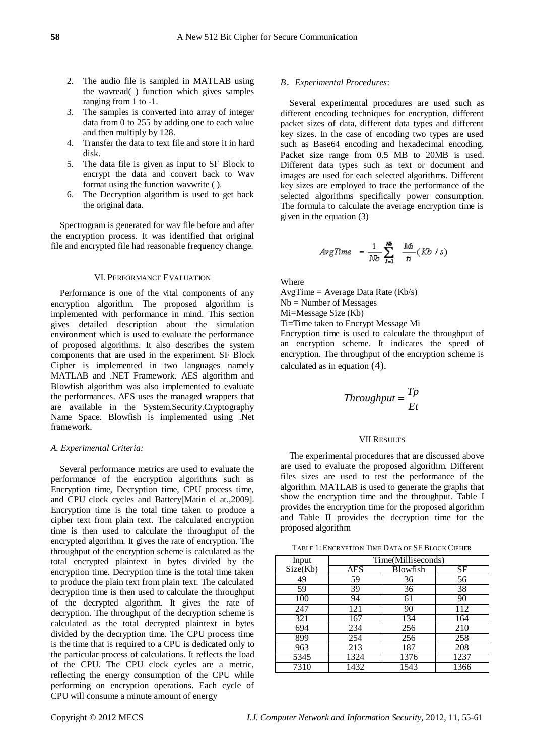2. The audio file is sampled in MATLAB using the wavread( ) function which gives samples ranging from 1 to -1.
3. The samples is converted into array of integer data from 0 to 255 by adding one to each value and then multiply by 128.
4. Transfer the data to text file and store it in hard disk.
5. The data file is given as input to SF Block to encrypt the data and convert back to Wav format using the function wavwrite ( ).
6. The Decryption algorithm is used to get back the original data.

Spectrogram is generated for wav file before and after the encryption process. It was identified that original file and encrypted file had reasonable frequency change.

## VI. Performance Evaluation

Performance is one of the vital components of any encryption algorithm. The proposed algorithm is implemented with performance in mind. This section gives detailed description about the simulation environment which is used to evaluate the performance of proposed algorithms. It also describes the system components that are used in the experiment. SF Block Cipher is implemented in two languages namely MATLAB and .NET Framework. AES algorithm and Blowfish algorithm was also implemented to evaluate the performances. AES uses the managed wrappers that are available in the System.Security.Cryptography Name Space. Blowfish is implemented using .Net framework.

### *A. Experimental Criteria:*

Several performance metrics are used to evaluate the performance of the encryption algorithms such as Encryption time, Decryption time, CPU process time, and CPU clock cycles and Battery[Matin el at.,2009]. Encryption time is the total time taken to produce a cipher text from plain text. The calculated encryption time is then used to calculate the throughput of the encrypted algorithm. It gives the rate of encryption. The throughput of the encryption scheme is calculated as the total encrypted plaintext in bytes divided by the encryption time. Decryption time is the total time taken to produce the plain text from plain text. The calculated decryption time is then used to calculate the throughput of the decrypted algorithm. It gives the rate of decryption. The throughput of the decryption scheme is calculated as the total decrypted plaintext in bytes divided by the decryption time. The CPU process time is the time that is required to a CPU is dedicated only to the particular process of calculations. It reflects the load of the CPU. The CPU clock cycles are a metric, reflecting the energy consumption of the CPU while performing on encryption operations. Each cycle of CPU will consume a minute amount of energy

### *B. Experimental Procedures*:

Several experimental procedures are used such as different encoding techniques for encryption, different packet sizes of data, different data types and different key sizes. In the case of encoding two types are used such as Base64 encoding and hexadecimal encoding. Packet size range from 0.5 MB to 20MB is used. Different data types such as text or document and images are used for each selected algorithms. Different key sizes are employed to trace the performance of the selected algorithms specifically power consumption. The formula to calculate the average encryption time is given in the equation (3)

$$AvgTime = \frac{1}{Nb} \sum_{i=1}^{Nb} \frac{Mi}{ti} (Kb/s)$$

Where

AvgTime = Average Data Rate (Kb/s)

Nb = Number of Messages

Mi=Message Size (Kb)

Ti=Time taken to Encrypt Message Mi

Encryption time is used to calculate the throughput of an encryption scheme. It indicates the speed of encryption. The throughput of the encryption scheme is calculated as in equation (4).

$$Throughput = \frac{Tp}{Et}$$

## VII Results

The experimental procedures that are discussed above are used to evaluate the proposed algorithm. Different files sizes are used to test the performance of the algorithm. MATLAB is used to generate the graphs that show the encryption time and the throughput. Table I provides the encryption time for the proposed algorithm and Table II provides the decryption time for the proposed algorithm

Table 1: Encryption Time Data of SF Block Cipher

| Input Size(Kb) | Time(Milliseconds) | | |
|---|---|---|---|
| | AES | Blowfish | SF |
| 49 | 59 | 36 | 56 |
| 59 | 39 | 36 | 38 |
| 100 | 94 | 61 | 90 |
| 247 | 121 | 90 | 112 |
| 321 | 167 | 134 | 164 |
| 694 | 234 | 256 | 210 |
| 899 | 254 | 256 | 258 |
| 963 | 213 | 187 | 208 |
| 5345 | 1324 | 1376 | 1237 |
| 7310 | 1432 | 1543 | 1366 |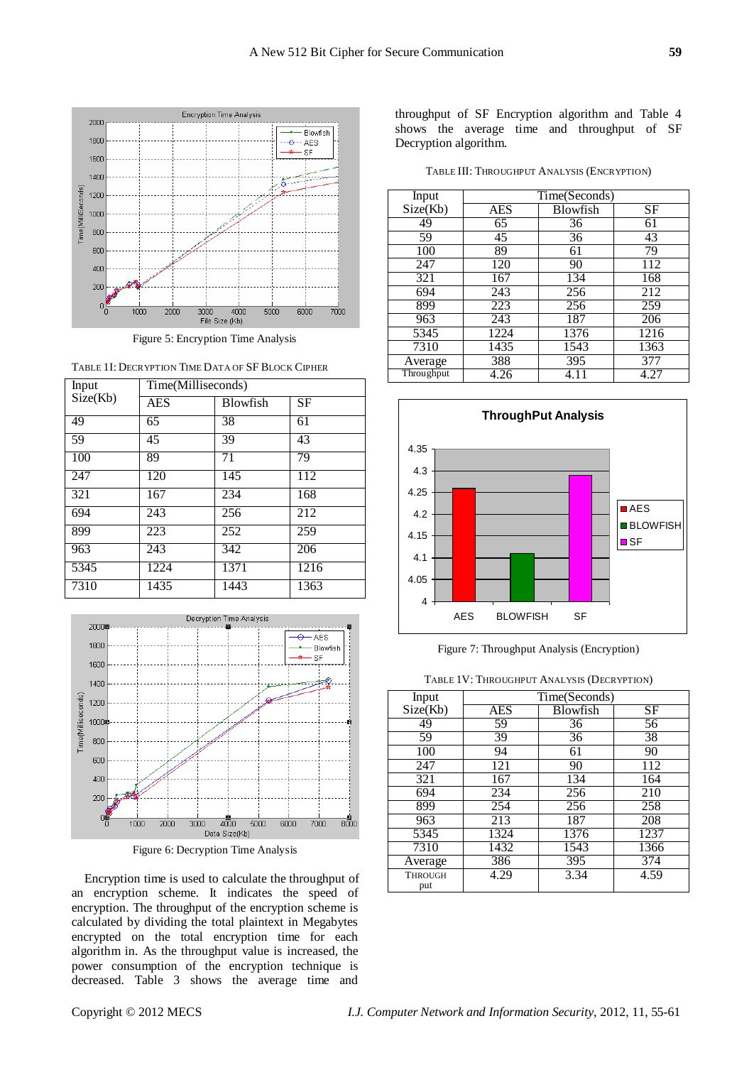Figure 5: Encryption Time Analysis

TABLE 1I: DECRYPTION TIME DATA OF SF BLOCK CIPHER

| Input Size(Kb) | Time(Milliseconds) | | |
|---|---|---|---|
| | AES | Blowfish | SF |
| 49 | 65 | 38 | 61 |
| 59 | 45 | 39 | 43 |
| 100 | 89 | 71 | 79 |
| 247 | 120 | 145 | 112 |
| 321 | 167 | 234 | 168 |
| 694 | 243 | 256 | 212 |
| 899 | 223 | 252 | 259 |
| 963 | 243 | 342 | 206 |
| 5345 | 1224 | 1371 | 1216 |
| 7310 | 1435 | 1443 | 1363 |

Figure 6: Decryption Time Analysis

Encryption time is used to calculate the throughput of an encryption scheme. It indicates the speed of encryption. The throughput of the encryption scheme is calculated by dividing the total plaintext in Megabytes encrypted on the total encryption time for each algorithm in. As the throughput value is increased, the power consumption of the encryption technique is decreased. Table 3 shows the average time and throughput of SF Encryption algorithm and Table 4 shows the average time and throughput of SF Decryption algorithm.

TABLE III: THROUGHPUT ANALYSIS (ENCRYPTION)

| Input Size(Kb) | Time(Seconds) | | |
|---|---|---|---|
| | AES | Blowfish | SF |
| 49 | 65 | 36 | 61 |
| 59 | 45 | 36 | 43 |
| 100 | 89 | 61 | 79 |
| 247 | 120 | 90 | 112 |
| 321 | 167 | 134 | 168 |
| 694 | 243 | 256 | 212 |
| 899 | 223 | 256 | 259 |
| 963 | 243 | 187 | 206 |
| 5345 | 1224 | 1376 | 1216 |
| 7310 | 1435 | 1543 | 1363 |
| Average | 388 | 395 | 377 |
| Throughput | 4.26 | 4.11 | 4.27 |

Figure 7: Throughput Analysis (Encryption)

TABLE 1V: THROUGHPUT ANALYSIS (DECRYPTION)

| Input Size(Kb) | Time(Seconds) | | |
|---|---|---|---|
| | AES | Blowfish | SF |
| 49 | 59 | 36 | 56 |
| 59 | 39 | 36 | 38 |
| 100 | 94 | 61 | 90 |
| 247 | 121 | 90 | 112 |
| 321 | 167 | 134 | 164 |
| 694 | 234 | 256 | 210 |
| 899 | 254 | 256 | 258 |
| 963 | 213 | 187 | 208 |
| 5345 | 1324 | 1376 | 1237 |
| 7310 | 1432 | 1543 | 1366 |
| Average | 386 | 395 | 374 |
| THROUGH put | 4.29 | 3.34 | 4.59 |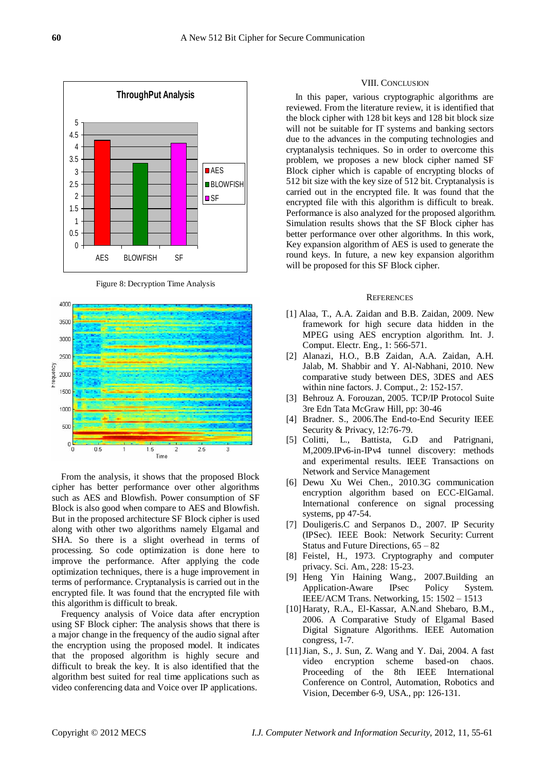Figure 8: Decryption Time Analysis

From the analysis, it shows that the proposed Block cipher has better performance over other algorithms such as AES and Blowfish. Power consumption of SF Block is also good when compare to AES and Blowfish. But in the proposed architecture SF Block cipher is used along with other two algorithms namely Elgamal and SHA. So there is a slight overhead in terms of processing. So code optimization is done here to improve the performance. After applying the code optimization techniques, there is a huge improvement in terms of performance. Cryptanalysis is carried out in the encrypted file. It was found that the encrypted file with this algorithm is difficult to break.

Frequency analysis of Voice data after encryption using SF Block cipher: The analysis shows that there is a major change in the frequency of the audio signal after the encryption using the proposed model. It indicates that the proposed algorithm is highly secure and difficult to break the key. It is also identified that the algorithm best suited for real time applications such as video conferencing data and Voice over IP applications.

## VIII. Conclusion

In this paper, various cryptographic algorithms are reviewed. From the literature review, it is identified that the block cipher with 128 bit keys and 128 bit block size will not be suitable for IT systems and banking sectors due to the advances in the computing technologies and cryptanalysis techniques. So in order to overcome this problem, we proposes a new block cipher named SF Block cipher which is capable of encrypting blocks of 512 bit size with the key size of 512 bit. Cryptanalysis is carried out in the encrypted file. It was found that the encrypted file with this algorithm is difficult to break. Performance is also analyzed for the proposed algorithm. Simulation results shows that the SF Block cipher has better performance over other algorithms. In this work, Key expansion algorithm of AES is used to generate the round keys. In future, a new key expansion algorithm will be proposed for this SF Block cipher.

## References

[1] Alaa, T., A.A. Zaidan and B.B. Zaidan, 2009. New framework for high secure data hidden in the MPEG using AES encryption algorithm. Int. J. Comput. Electr. Eng., 1: 566-571.

[2] Alanazi, H.O., B.B Zaidan, A.A. Zaidan, A.H. Jalab, M. Shabbir and Y. Al-Nabhani, 2010. New comparative study between DES, 3DES and AES within nine factors. J. Comput., 2: 152-157.

[3] Behrouz A. Forouzan, 2005. TCP/IP Protocol Suite 3re Edn Tata McGraw Hill, pp: 30-46

[4] Bradner. S., 2006.The End-to-End Security IEEE Security & Privacy, 12:76-79.

[5] Colitti, L., Battista, G.D and Patrignani, M,2009.IPv6-in-IPv4 tunnel discovery: methods and experimental results. IEEE Transactions on Network and Service Management

[6] Dewu Xu Wei Chen., 2010.3G communication encryption algorithm based on ECC-ElGamal. International conference on signal processing systems, pp 47-54.

[7] Douligeris.C and Serpanos D., 2007. IP Security (IPSec). IEEE Book: Network Security: Current Status and Future Directions, 65 – 82

[8] Feistel, H., 1973. Cryptography and computer privacy. Sci. Am., 228: 15-23.

[9] Heng Yin Haining Wang., 2007.Building an Application-Aware IPsec Policy System. IEEE/ACM Trans. Networking, 15: 1502 – 1513

[10] Haraty, R.A., El-Kassar, A.N.and Shebaro, B.M., 2006. A Comparative Study of Elgamal Based Digital Signature Algorithms. IEEE Automation congress, 1-7.

[11] Jian, S., J. Sun, Z. Wang and Y. Dai, 2004. A fast video encryption scheme based-on chaos. Proceeding of the 8th IEEE International Conference on Control, Automation, Robotics and Vision, December 6-9, USA., pp: 126-131.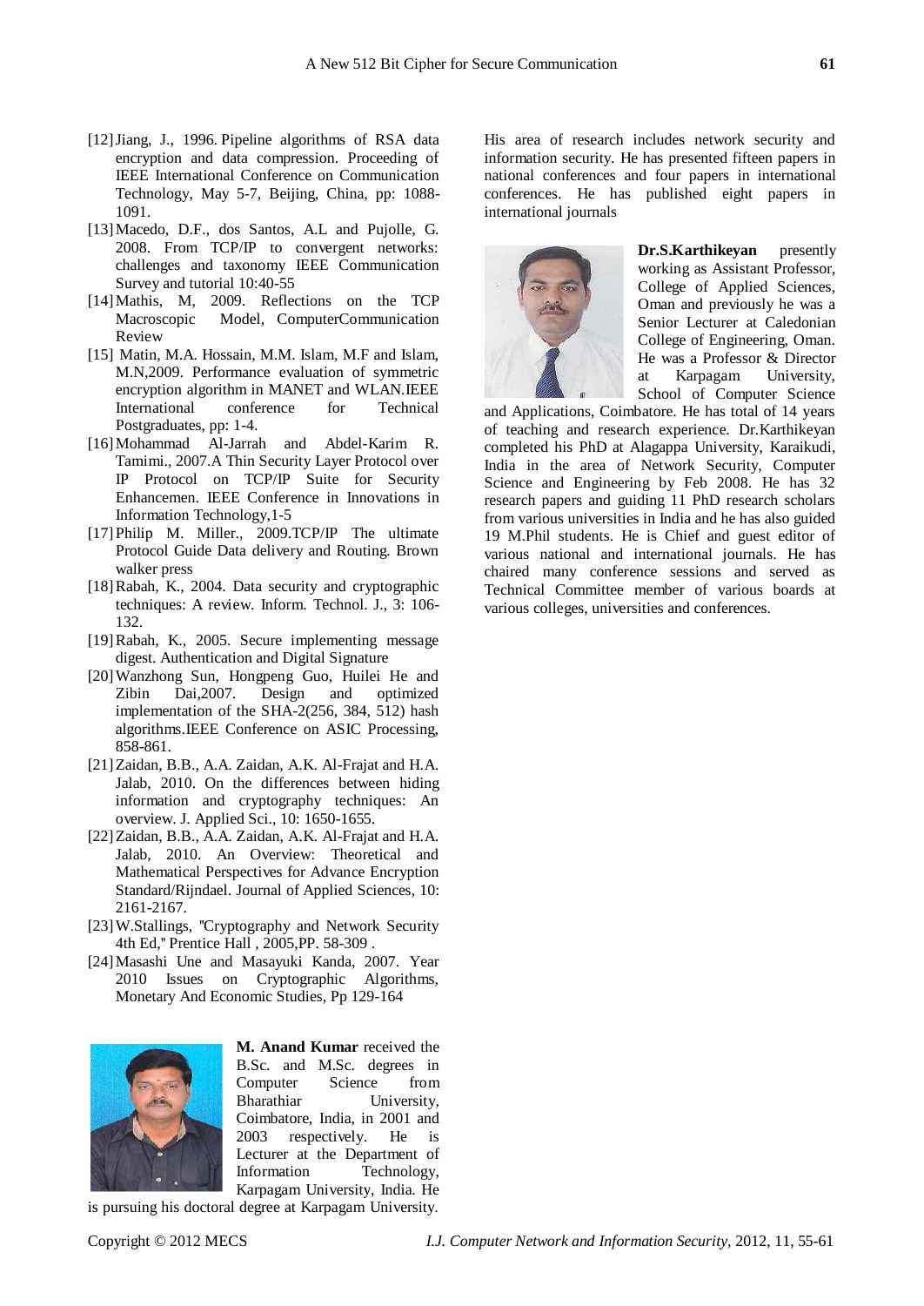[12] Jiang, J., 1996. Pipeline algorithms of RSA data encryption and data compression. Proceeding of IEEE International Conference on Communication Technology, May 5-7, Beijing, China, pp: 1088-1091.

[13] Macedo, D.F., dos Santos, A.L and Pujolle, G. 2008. From TCP/IP to convergent networks: challenges and taxonomy IEEE Communication Survey and tutorial 10:40-55

[14] Mathis, M, 2009. Reflections on the TCP Macroscopic Model, ComputerCommunication Review

[15] Matin, M.A. Hossain, M.M. Islam, M.F and Islam, M.N,2009. Performance evaluation of symmetric encryption algorithm in MANET and WLAN.IEEE International conference for Technical Postgraduates, pp: 1-4.

[16] Mohammad Al-Jarrah and Abdel-Karim R. Tamimi., 2007.A Thin Security Layer Protocol over IP Protocol on TCP/IP Suite for Security Enhancemen. IEEE Conference in Innovations in Information Technology,1-5

[17] Philip M. Miller., 2009.TCP/IP The ultimate Protocol Guide Data delivery and Routing. Brown walker press

[18] Rabah, K., 2004. Data security and cryptographic techniques: A review. Inform. Technol. J., 3: 106-132.

[19] Rabah, K., 2005. Secure implementing message digest. Authentication and Digital Signature

[20] Wanzhong Sun, Hongpeng Guo, Huilei He and Zibin Dai,2007. Design and optimized implementation of the SHA-2(256, 384, 512) hash algorithms.IEEE Conference on ASIC Processing, 858-861.

[21] Zaidan, B.B., A.A. Zaidan, A.K. Al-Frajat and H.A. Jalab, 2010. On the differences between hiding information and cryptography techniques: An overview. J. Applied Sci., 10: 1650-1655.

[22] Zaidan, B.B., A.A. Zaidan, A.K. Al-Frajat and H.A. Jalab, 2010. An Overview: Theoretical and Mathematical Perspectives for Advance Encryption Standard/Rijndael. Journal of Applied Sciences, 10: 2161-2167.

[23] W.Stallings, "Cryptography and Network Security 4th Ed," Prentice Hall , 2005,PP. 58-309 .

[24] Masashi Une and Masayuki Kanda, 2007. Year 2010 Issues on Cryptographic Algorithms, Monetary And Economic Studies, Pp 129-164

**M. Anand Kumar** received the B.Sc. and M.Sc. degrees in Computer Science from Bharathiar University, Coimbatore, India, in 2001 and 2003 respectively. He is Lecturer at the Department of Information Technology, Karpagam University, India. He is pursuing his doctoral degree at Karpagam University. His area of research includes network security and information security. He has presented fifteen papers in national conferences and four papers in international conferences. He has published eight papers in international journals

**Dr.S.Karthikeyan** presently working as Assistant Professor, College of Applied Sciences, Oman and previously he was a Senior Lecturer at Caledonian College of Engineering, Oman. He was a Professor & Director at Karpagam University, School of Computer Science and Applications, Coimbatore. He has total of 14 years of teaching and research experience. Dr.Karthikeyan completed his PhD at Alagappa University, Karaikudi, India in the area of Network Security, Computer Science and Engineering by Feb 2008. He has 32 research papers and guiding 11 PhD research scholars from various universities in India and he has also guided 19 M.Phil students. He is Chief and guest editor of various national and international journals. He has chaired many conference sessions and served as Technical Committee member of various boards at various colleges, universities and conferences.